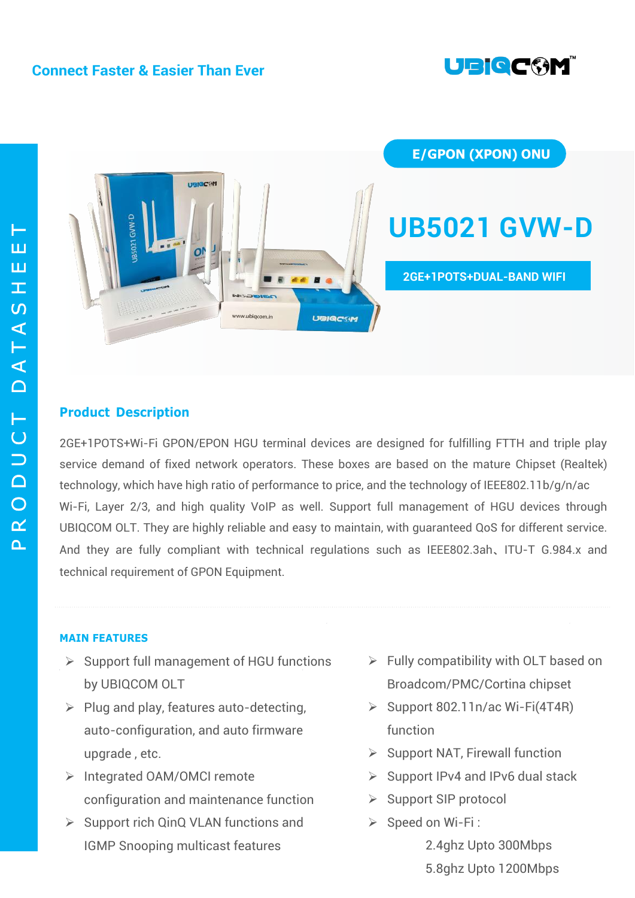Connect Faster & Easier Than Ever

UBIQCOM™

PRODUCT DATASHEET

E/GPON (XPON) ONU

# UB5021 GVW-D

**2GE+1POTS+DUAL-BAND WIFI**

## Product Description

2GE+1POTS+Wi-Fi GPON/EPON HGU terminal devices are designed for fulfilling FTTH and triple play service demand of fixed network operators. These boxes are based on the mature Chipset (Realtek) technology, which have high ratio of performance to price, and the technology of IEEE802.11b/g/n/ac Wi-Fi, Layer 2/3, and high quality VoIP as well. Support full management of HGU devices through UBIQCOM OLT. They are highly reliable and easy to maintain, with guaranteed QoS for different service. And they are fully compliant with technical regulations such as IEEE802.3ah、ITU-T G.984.x and technical requirement of GPON Equipment.

## MAIN FEATURES

- Support full management of HGU functions by UBIQCOM OLT
- Plug and play, features auto-detecting, auto-configuration, and auto firmware upgrade , etc.
- Integrated OAM/OMCI remote configuration and maintenance function
- Support rich QinQ VLAN functions and IGMP Snooping multicast features
- Fully compatibility with OLT based on Broadcom/PMC/Cortina chipset
- Support 802.11n/ac Wi-Fi(4T4R) function
- Support NAT, Firewall function
- Support IPv4 and IPv6 dual stack
- Support SIP protocol
- Speed on Wi-Fi :
  - 2.4ghz Upto 300Mbps
  - 5.8ghz Upto 1200Mbps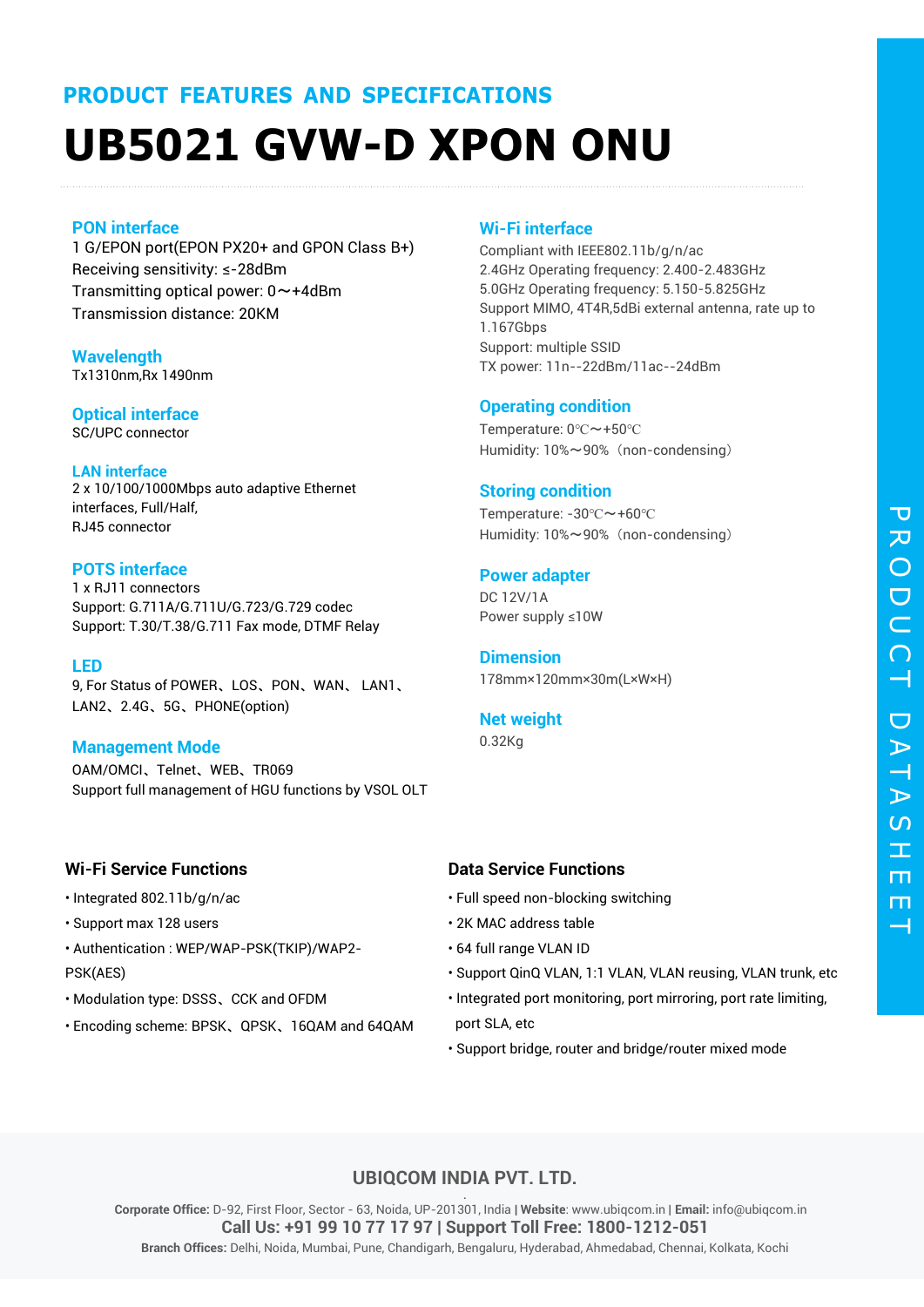## PRODUCT FEATURES AND SPECIFICATIONS

# UB5021 GVW-D XPON ONU

### PON interface

1 G/EPON port(EPON PX20+ and GPON Class B+)
Receiving sensitivity: ≤-28dBm
Transmitting optical power: 0～+4dBm
Transmission distance: 20KM

### Wavelength

Tx1310nm,Rx 1490nm

### Optical interface

SC/UPC connector

### LAN interface

2 x 10/100/1000Mbps auto adaptive Ethernet interfaces, Full/Half,
RJ45 connector

### POTS interface

1 x RJ11 connectors
Support: G.711A/G.711U/G.723/G.729 codec
Support: T.30/T.38/G.711 Fax mode, DTMF Relay

### LED

9, For Status of POWER、LOS、PON、WAN、 LAN1、LAN2、2.4G、5G、PHONE(option)

### Management Mode

OAM/OMCI、Telnet、WEB、TR069
Support full management of HGU functions by VSOL OLT

### Wi-Fi interface

Compliant with IEEE802.11b/g/n/ac
2.4GHz Operating frequency: 2.400-2.483GHz
5.0GHz Operating frequency: 5.150-5.825GHz
Support MIMO, 4T4R,5dBi external antenna, rate up to 1.167Gbps
Support: multiple SSID
TX power: 11n--22dBm/11ac--24dBm

### Operating condition

Temperature: 0℃～+50℃
Humidity: 10%～90%（non-condensing）

### Storing condition

Temperature: -30℃～+60℃
Humidity: 10%～90%（non-condensing）

### Power adapter

DC 12V/1A
Power supply ≤10W

### Dimension

178mm×120mm×30m(L×W×H)

### Net weight

0.32Kg

### Wi-Fi Service Functions

- Integrated 802.11b/g/n/ac
- Support max 128 users
- Authentication : WEP/WAP-PSK(TKIP)/WAP2-PSK(AES)
- Modulation type: DSSS、CCK and OFDM
- Encoding scheme: BPSK、QPSK、16QAM and 64QAM

### Data Service Functions

- Full speed non-blocking switching
- 2K MAC address table
- 64 full range VLAN ID
- Support QinQ VLAN, 1:1 VLAN, VLAN reusing, VLAN trunk, etc
- Integrated port monitoring, port mirroring, port rate limiting, port SLA, etc
- Support bridge, router and bridge/router mixed mode

PRODUCT DATASHEET

**UBIQCOM INDIA PVT. LTD.**

**Corporate Office:** D-92, First Floor, Sector - 63, Noida, UP-201301, India | **Website**: www.ubiqcom.in | **Email:** info@ubiqcom.in
**Call Us: +91 99 10 77 17 97 | Support Toll Free: 1800-1212-051**
**Branch Offices:** Delhi, Noida, Mumbai, Pune, Chandigarh, Bengaluru, Hyderabad, Ahmedabad, Chennai, Kolkata, Kochi